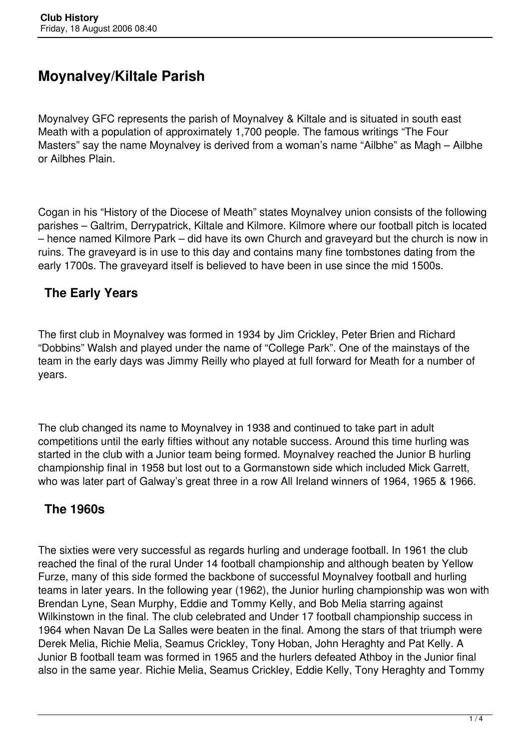# Moynalvey/Kiltale Parish

Moynalvey GFC represents the parish of Moynalvey & Kiltale and is situated in south east Meath with a population of approximately 1,700 people. The famous writings "The Four Masters" say the name Moynalvey is derived from a woman's name "Ailbhe" as Magh – Ailbhe or Ailbhes Plain.

Cogan in his "History of the Diocese of Meath" states Moynalvey union consists of the following parishes – Galtrim, Derrypatrick, Kiltale and Kilmore. Kilmore where our football pitch is located – hence named Kilmore Park – did have its own Church and graveyard but the church is now in ruins. The graveyard is in use to this day and contains many fine tombstones dating from the early 1700s. The graveyard itself is believed to have been in use since the mid 1500s.

## The Early Years

The first club in Moynalvey was formed in 1934 by Jim Crickley, Peter Brien and Richard "Dobbins" Walsh and played under the name of "College Park". One of the mainstays of the team in the early days was Jimmy Reilly who played at full forward for Meath for a number of years.

The club changed its name to Moynalvey in 1938 and continued to take part in adult competitions until the early fifties without any notable success. Around this time hurling was started in the club with a Junior team being formed. Moynalvey reached the Junior B hurling championship final in 1958 but lost out to a Gormanstown side which included Mick Garrett, who was later part of Galway's great three in a row All Ireland winners of 1964, 1965 & 1966.

## The 1960s

The sixties were very successful as regards hurling and underage football. In 1961 the club reached the final of the rural Under 14 football championship and although beaten by Yellow Furze, many of this side formed the backbone of successful Moynalvey football and hurling teams in later years. In the following year (1962), the Junior hurling championship was won with Brendan Lyne, Sean Murphy, Eddie and Tommy Kelly, and Bob Melia starring against Wilkinstown in the final. The club celebrated and Under 17 football championship success in 1964 when Navan De La Salles were beaten in the final. Among the stars of that triumph were Derek Melia, Richie Melia, Seamus Crickley, Tony Hoban, John Heraghty and Pat Kelly. A Junior B football team was formed in 1965 and the hurlers defeated Athboy in the Junior final also in the same year. Richie Melia, Seamus Crickley, Eddie Kelly, Tony Heraghty and Tommy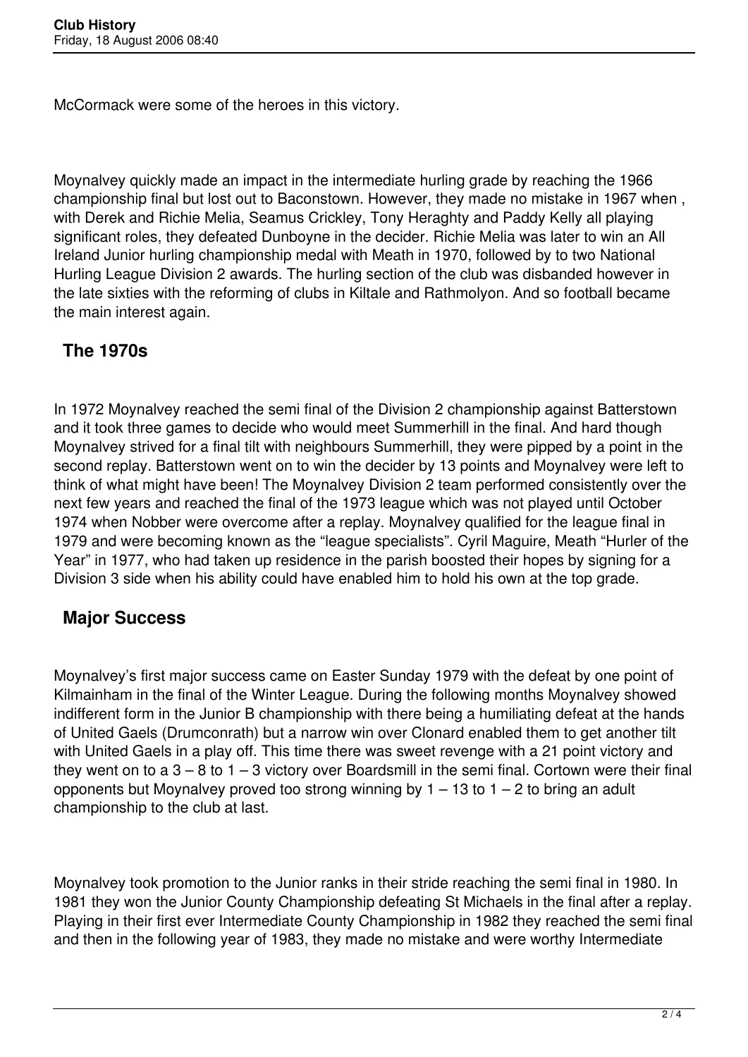McCormack were some of the heroes in this victory.

Moynalvey quickly made an impact in the intermediate hurling grade by reaching the 1966 championship final but lost out to Baconstown. However, they made no mistake in 1967 when , with Derek and Richie Melia, Seamus Crickley, Tony Heraghty and Paddy Kelly all playing significant roles, they defeated Dunboyne in the decider. Richie Melia was later to win an All Ireland Junior hurling championship medal with Meath in 1970, followed by to two National Hurling League Division 2 awards. The hurling section of the club was disbanded however in the late sixties with the reforming of clubs in Kiltale and Rathmolyon. And so football became the main interest again.

## The 1970s

In 1972 Moynalvey reached the semi final of the Division 2 championship against Batterstown and it took three games to decide who would meet Summerhill in the final. And hard though Moynalvey strived for a final tilt with neighbours Summerhill, they were pipped by a point in the second replay. Batterstown went on to win the decider by 13 points and Moynalvey were left to think of what might have been! The Moynalvey Division 2 team performed consistently over the next few years and reached the final of the 1973 league which was not played until October 1974 when Nobber were overcome after a replay. Moynalvey qualified for the league final in 1979 and were becoming known as the "league specialists". Cyril Maguire, Meath "Hurler of the Year" in 1977, who had taken up residence in the parish boosted their hopes by signing for a Division 3 side when his ability could have enabled him to hold his own at the top grade.

## Major Success

Moynalvey's first major success came on Easter Sunday 1979 with the defeat by one point of Kilmainham in the final of the Winter League. During the following months Moynalvey showed indifferent form in the Junior B championship with there being a humiliating defeat at the hands of United Gaels (Drumconrath) but a narrow win over Clonard enabled them to get another tilt with United Gaels in a play off. This time there was sweet revenge with a 21 point victory and they went on to a 3 – 8 to 1 – 3 victory over Boardsmill in the semi final. Cortown were their final opponents but Moynalvey proved too strong winning by 1 – 13 to 1 – 2 to bring an adult championship to the club at last.

Moynalvey took promotion to the Junior ranks in their stride reaching the semi final in 1980. In 1981 they won the Junior County Championship defeating St Michaels in the final after a replay. Playing in their first ever Intermediate County Championship in 1982 they reached the semi final and then in the following year of 1983, they made no mistake and were worthy Intermediate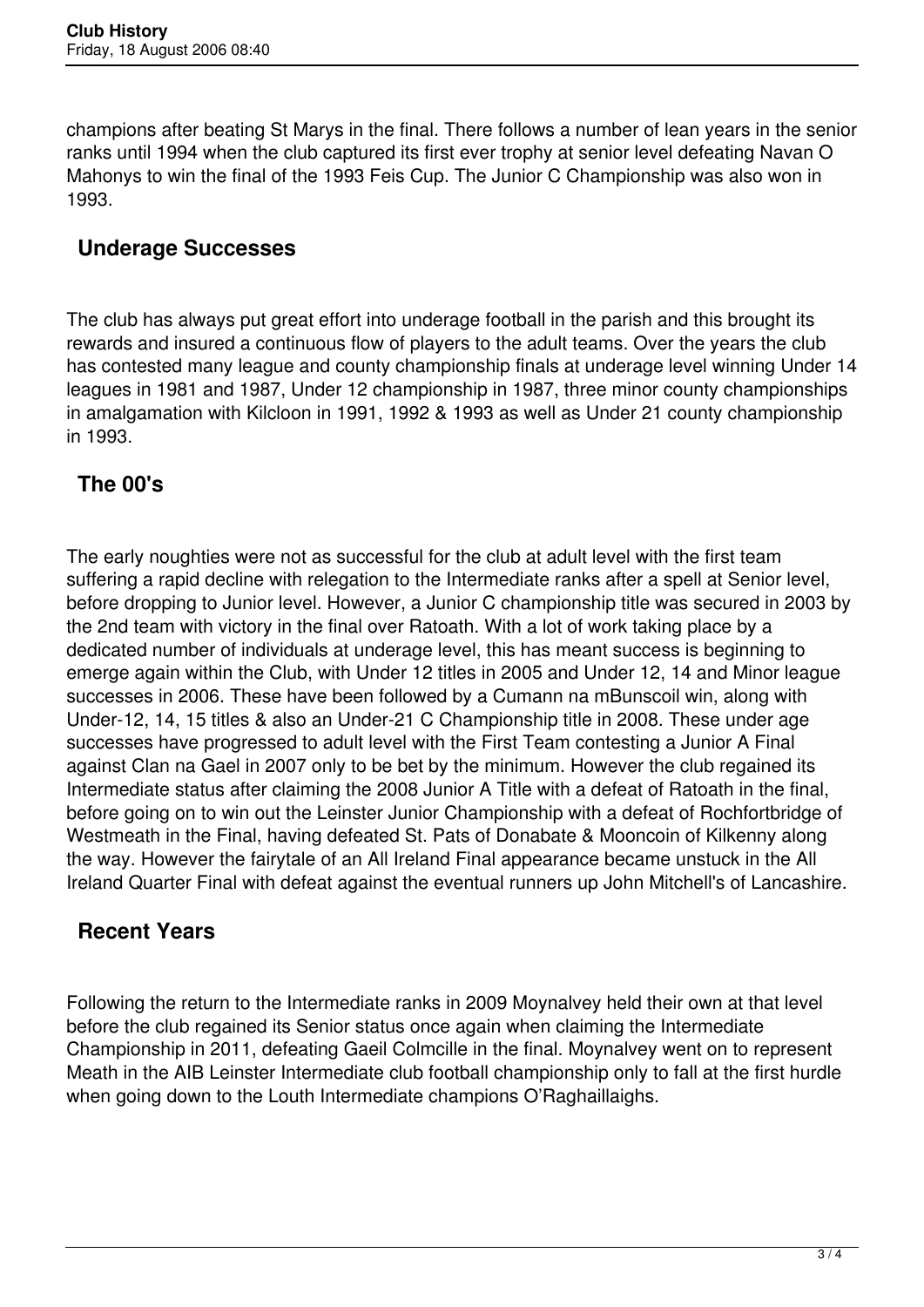champions after beating St Marys in the final. There follows a number of lean years in the senior ranks until 1994 when the club captured its first ever trophy at senior level defeating Navan O Mahonys to win the final of the 1993 Feis Cup. The Junior C Championship was also won in 1993.

## Underage Successes

The club has always put great effort into underage football in the parish and this brought its rewards and insured a continuous flow of players to the adult teams. Over the years the club has contested many league and county championship finals at underage level winning Under 14 leagues in 1981 and 1987, Under 12 championship in 1987, three minor county championships in amalgamation with Kilcloon in 1991, 1992 & 1993 as well as Under 21 county championship in 1993.

## The 00's

The early noughties were not as successful for the club at adult level with the first team suffering a rapid decline with relegation to the Intermediate ranks after a spell at Senior level, before dropping to Junior level. However, a Junior C championship title was secured in 2003 by the 2nd team with victory in the final over Ratoath. With a lot of work taking place by a dedicated number of individuals at underage level, this has meant success is beginning to emerge again within the Club, with Under 12 titles in 2005 and Under 12, 14 and Minor league successes in 2006. These have been followed by a Cumann na mBunscoil win, along with Under-12, 14, 15 titles & also an Under-21 C Championship title in 2008. These under age successes have progressed to adult level with the First Team contesting a Junior A Final against Clan na Gael in 2007 only to be bet by the minimum. However the club regained its Intermediate status after claiming the 2008 Junior A Title with a defeat of Ratoath in the final, before going on to win out the Leinster Junior Championship with a defeat of Rochfortbridge of Westmeath in the Final, having defeated St. Pats of Donabate & Mooncoin of Kilkenny along the way. However the fairytale of an All Ireland Final appearance became unstuck in the All Ireland Quarter Final with defeat against the eventual runners up John Mitchell's of Lancashire.

## Recent Years

Following the return to the Intermediate ranks in 2009 Moynalvey held their own at that level before the club regained its Senior status once again when claiming the Intermediate Championship in 2011, defeating Gaeil Colmcille in the final. Moynalvey went on to represent Meath in the AIB Leinster Intermediate club football championship only to fall at the first hurdle when going down to the Louth Intermediate champions O'Raghaillaighs.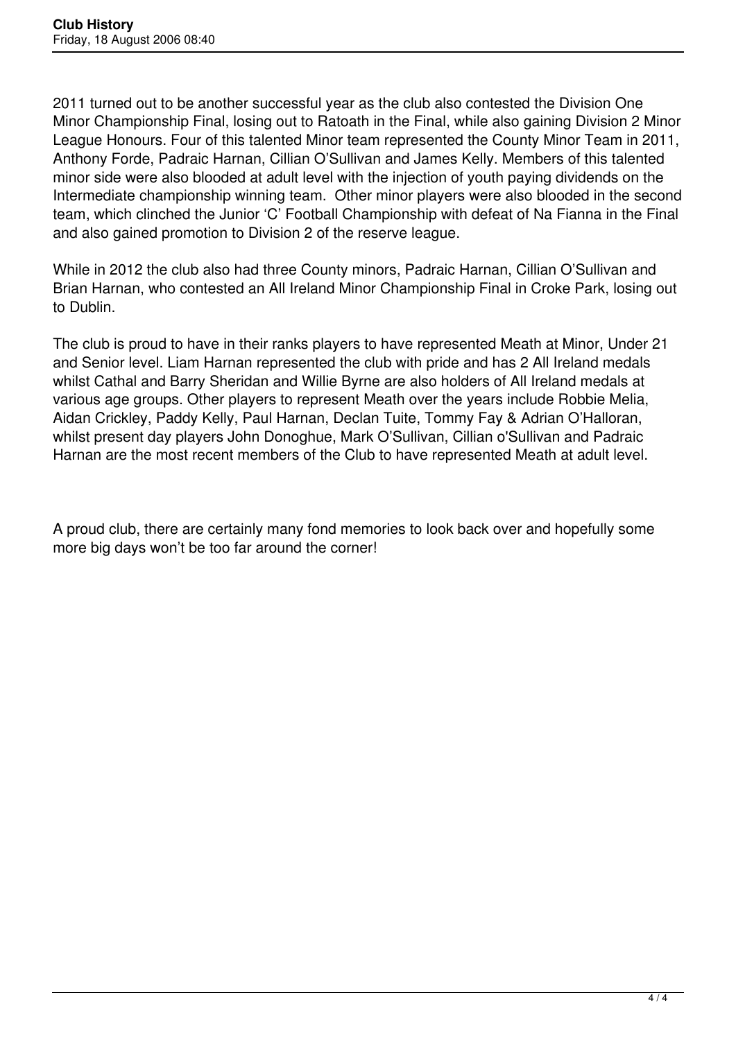2011 turned out to be another successful year as the club also contested the Division One Minor Championship Final, losing out to Ratoath in the Final, while also gaining Division 2 Minor League Honours. Four of this talented Minor team represented the County Minor Team in 2011, Anthony Forde, Padraic Harnan, Cillian O'Sullivan and James Kelly. Members of this talented minor side were also blooded at adult level with the injection of youth paying dividends on the Intermediate championship winning team. Other minor players were also blooded in the second team, which clinched the Junior 'C' Football Championship with defeat of Na Fianna in the Final and also gained promotion to Division 2 of the reserve league.

While in 2012 the club also had three County minors, Padraic Harnan, Cillian O'Sullivan and Brian Harnan, who contested an All Ireland Minor Championship Final in Croke Park, losing out to Dublin.

The club is proud to have in their ranks players to have represented Meath at Minor, Under 21 and Senior level. Liam Harnan represented the club with pride and has 2 All Ireland medals whilst Cathal and Barry Sheridan and Willie Byrne are also holders of All Ireland medals at various age groups. Other players to represent Meath over the years include Robbie Melia, Aidan Crickley, Paddy Kelly, Paul Harnan, Declan Tuite, Tommy Fay & Adrian O'Halloran, whilst present day players John Donoghue, Mark O'Sullivan, Cillian o'Sullivan and Padraic Harnan are the most recent members of the Club to have represented Meath at adult level.

A proud club, there are certainly many fond memories to look back over and hopefully some more big days won't be too far around the corner!